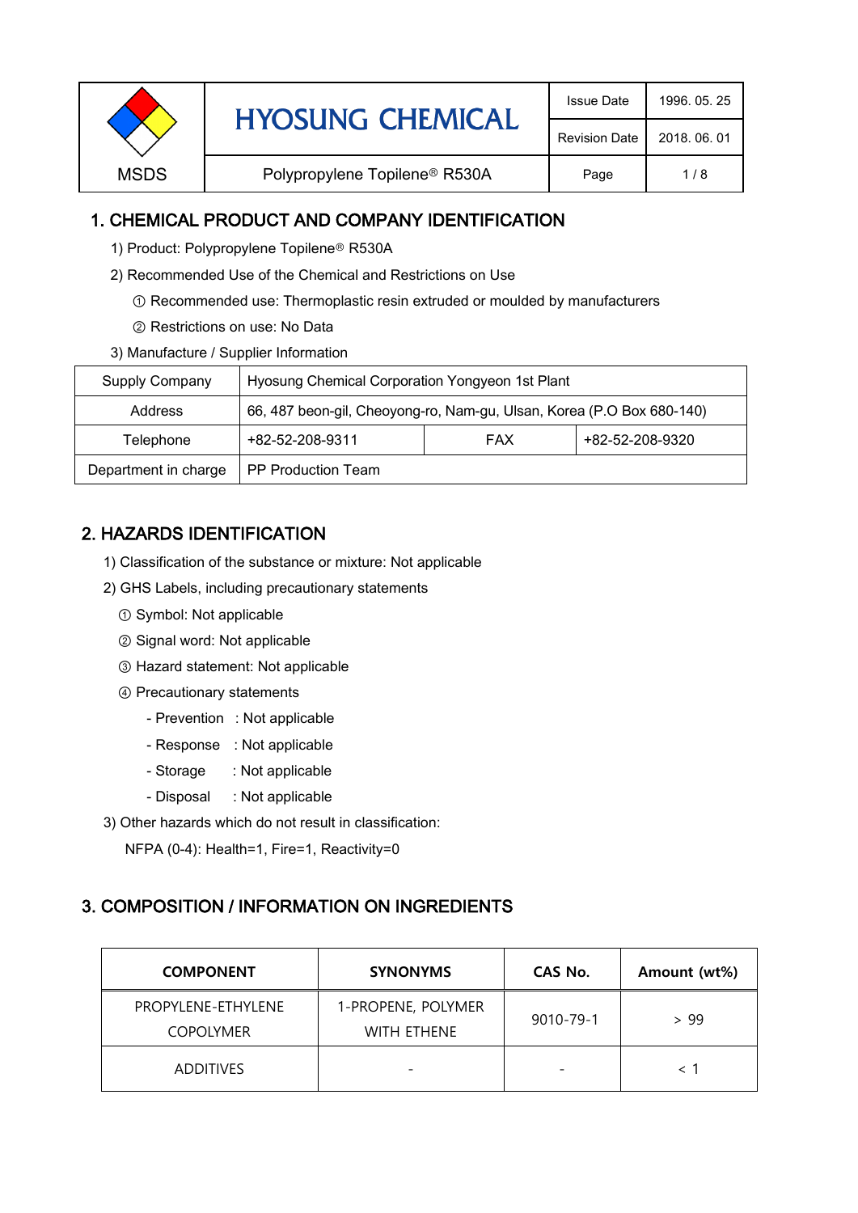| MSDS | HYOSUNG CHEMICAL | Issue Date | 1996. 05. 25 |
|---|---|---|---|
| | | Revision Date | 2018. 06. 01 |
| | Polypropylene Topilene® R530A | | |

## 1. CHEMICAL PRODUCT AND COMPANY IDENTIFICATION

1) Product: Polypropylene Topilene® R530A

2) Recommended Use of the Chemical and Restrictions on Use

① Recommended use: Thermoplastic resin extruded or moulded by manufacturers

② Restrictions on use: No Data

3) Manufacture / Supplier Information

| Supply Company | Hyosung Chemical Corporation Yongyeon 1st Plant | | |
|---|---|---|---|
| Address | 66, 487 beon-gil, Cheoyong-ro, Nam-gu, Ulsan, Korea (P.O Box 680-140) | | |
| Telephone | +82-52-208-9311 | FAX | +82-52-208-9320 |
| Department in charge | PP Production Team | | |

## 2. HAZARDS IDENTIFICATION

1) Classification of the substance or mixture: Not applicable

2) GHS Labels, including precautionary statements

① Symbol: Not applicable

② Signal word: Not applicable

③ Hazard statement: Not applicable

④ Precautionary statements

- Prevention : Not applicable
- Response : Not applicable
- Storage : Not applicable
- Disposal : Not applicable

3) Other hazards which do not result in classification:

NFPA (0-4): Health=1, Fire=1, Reactivity=0

## 3. COMPOSITION / INFORMATION ON INGREDIENTS

| COMPONENT | SYNONYMS | CAS No. | Amount (wt%) |
|---|---|---|---|
| PROPYLENE-ETHYLENE COPOLYMER | 1-PROPENE, POLYMER WITH ETHENE | 9010-79-1 | > 99 |
| ADDITIVES | - | - | < 1 |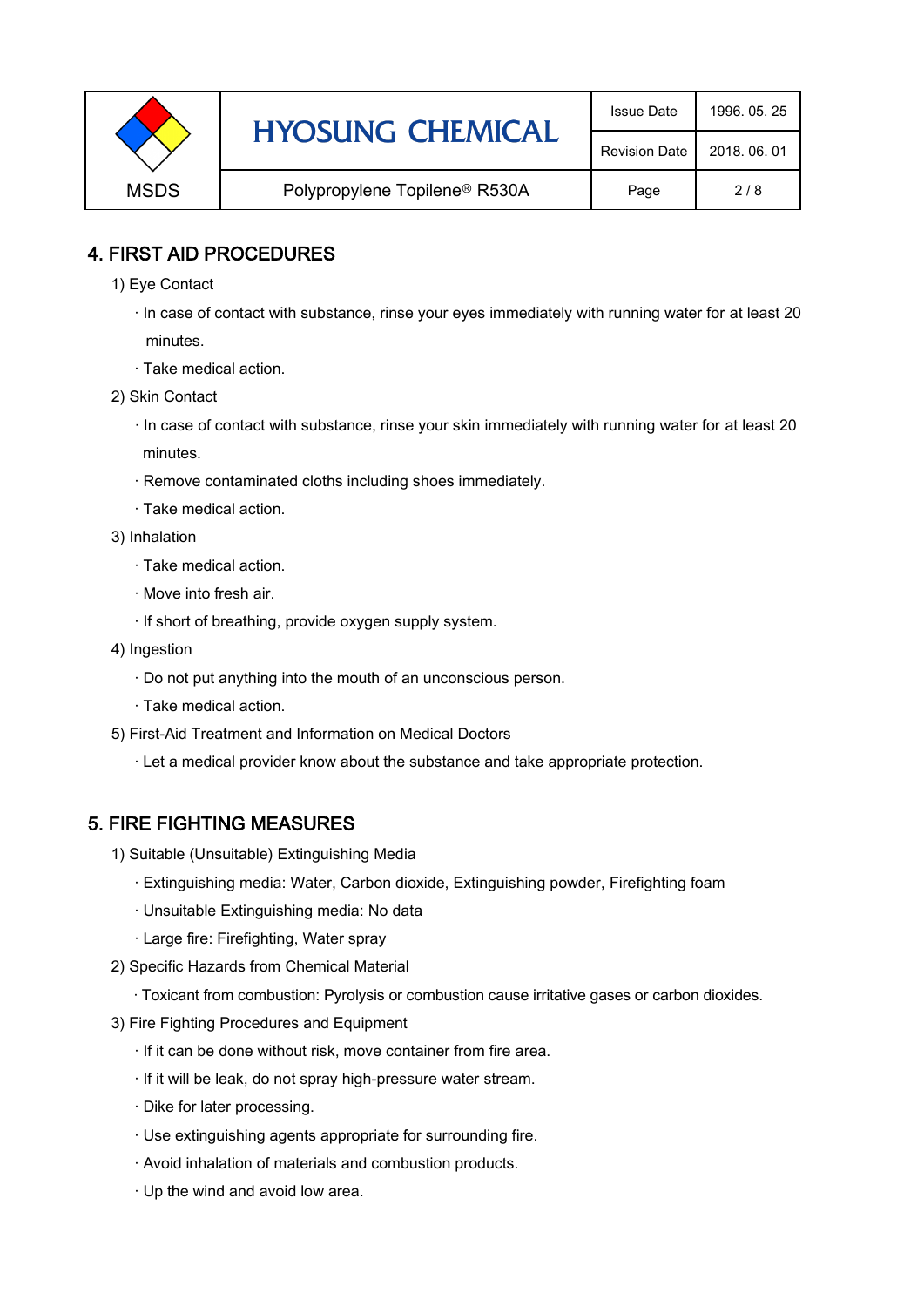## 4. FIRST AID PROCEDURES

1) Eye Contact

· In case of contact with substance, rinse your eyes immediately with running water for at least 20 minutes.

· Take medical action.

2) Skin Contact

· In case of contact with substance, rinse your skin immediately with running water for at least 20 minutes.

· Remove contaminated cloths including shoes immediately.

· Take medical action.

3) Inhalation

· Take medical action.

· Move into fresh air.

· If short of breathing, provide oxygen supply system.

4) Ingestion

· Do not put anything into the mouth of an unconscious person.

· Take medical action.

5) First-Aid Treatment and Information on Medical Doctors

· Let a medical provider know about the substance and take appropriate protection.

## 5. FIRE FIGHTING MEASURES

1) Suitable (Unsuitable) Extinguishing Media

· Extinguishing media: Water, Carbon dioxide, Extinguishing powder, Firefighting foam

· Unsuitable Extinguishing media: No data

· Large fire: Firefighting, Water spray

2) Specific Hazards from Chemical Material

· Toxicant from combustion: Pyrolysis or combustion cause irritative gases or carbon dioxides.

3) Fire Fighting Procedures and Equipment

· If it can be done without risk, move container from fire area.

· If it will be leak, do not spray high-pressure water stream.

· Dike for later processing.

· Use extinguishing agents appropriate for surrounding fire.

· Avoid inhalation of materials and combustion products.

· Up the wind and avoid low area.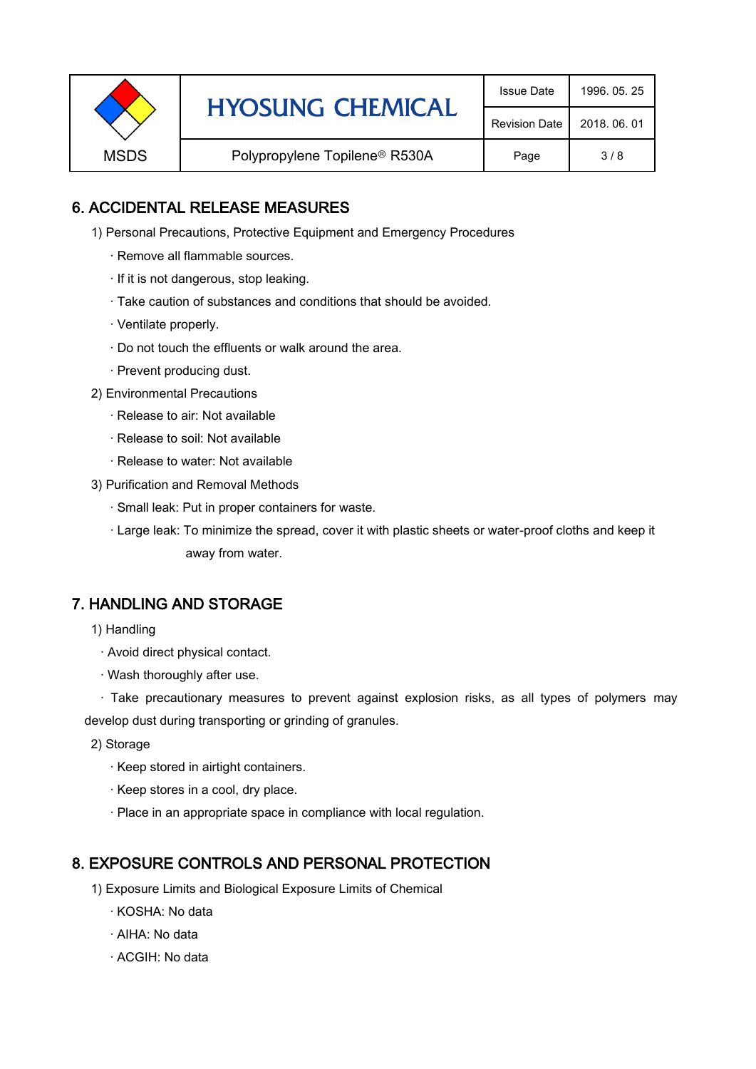## 6. ACCIDENTAL RELEASE MEASURES

1) Personal Precautions, Protective Equipment and Emergency Procedures

· Remove all flammable sources.

· If it is not dangerous, stop leaking.

· Take caution of substances and conditions that should be avoided.

· Ventilate properly.

· Do not touch the effluents or walk around the area.

· Prevent producing dust.

2) Environmental Precautions

· Release to air: Not available

· Release to soil: Not available

· Release to water: Not available

3) Purification and Removal Methods

· Small leak: Put in proper containers for waste.

· Large leak: To minimize the spread, cover it with plastic sheets or water-proof cloths and keep it away from water.

## 7. HANDLING AND STORAGE

1) Handling

· Avoid direct physical contact.

· Wash thoroughly after use.

· Take precautionary measures to prevent against explosion risks, as all types of polymers may develop dust during transporting or grinding of granules.

2) Storage

· Keep stored in airtight containers.

· Keep stores in a cool, dry place.

· Place in an appropriate space in compliance with local regulation.

## 8. EXPOSURE CONTROLS AND PERSONAL PROTECTION

1) Exposure Limits and Biological Exposure Limits of Chemical

· KOSHA: No data

· AIHA: No data

· ACGIH: No data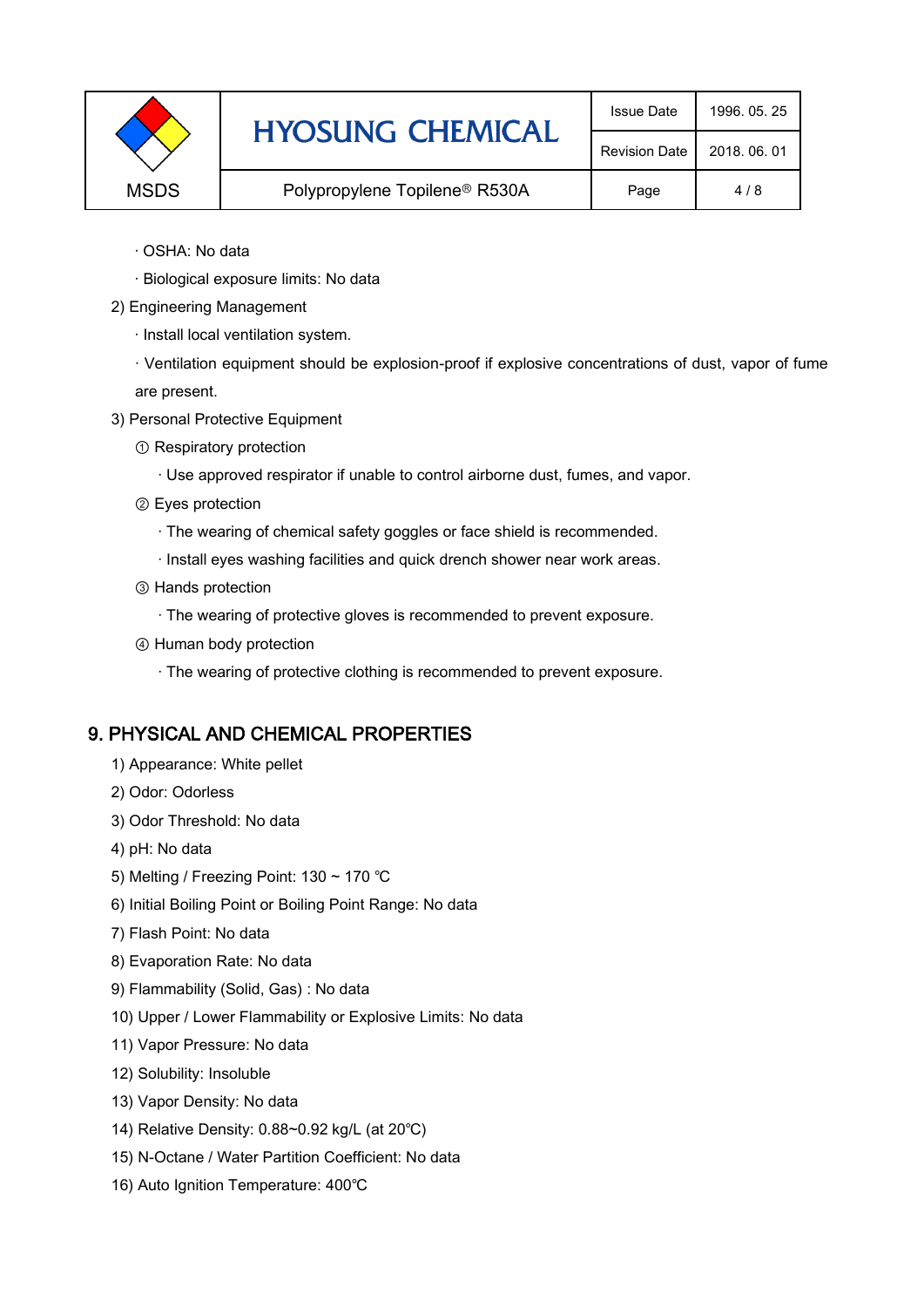· OSHA: No data

· Biological exposure limits: No data

2) Engineering Management

· Install local ventilation system.

· Ventilation equipment should be explosion-proof if explosive concentrations of dust, vapor of fume are present.

3) Personal Protective Equipment

① Respiratory protection

· Use approved respirator if unable to control airborne dust, fumes, and vapor.

② Eyes protection

· The wearing of chemical safety goggles or face shield is recommended.

· Install eyes washing facilities and quick drench shower near work areas.

③ Hands protection

· The wearing of protective gloves is recommended to prevent exposure.

④ Human body protection

· The wearing of protective clothing is recommended to prevent exposure.

## 9. PHYSICAL AND CHEMICAL PROPERTIES

1) Appearance: White pellet

2) Odor: Odorless

3) Odor Threshold: No data

4) pH: No data

5) Melting / Freezing Point: 130 ~ 170 ℃

6) Initial Boiling Point or Boiling Point Range: No data

7) Flash Point: No data

8) Evaporation Rate: No data

9) Flammability (Solid, Gas) : No data

10) Upper / Lower Flammability or Explosive Limits: No data

11) Vapor Pressure: No data

12) Solubility: Insoluble

13) Vapor Density: No data

14) Relative Density: 0.88~0.92 kg/L (at 20℃)

15) N-Octane / Water Partition Coefficient: No data

16) Auto Ignition Temperature: 400℃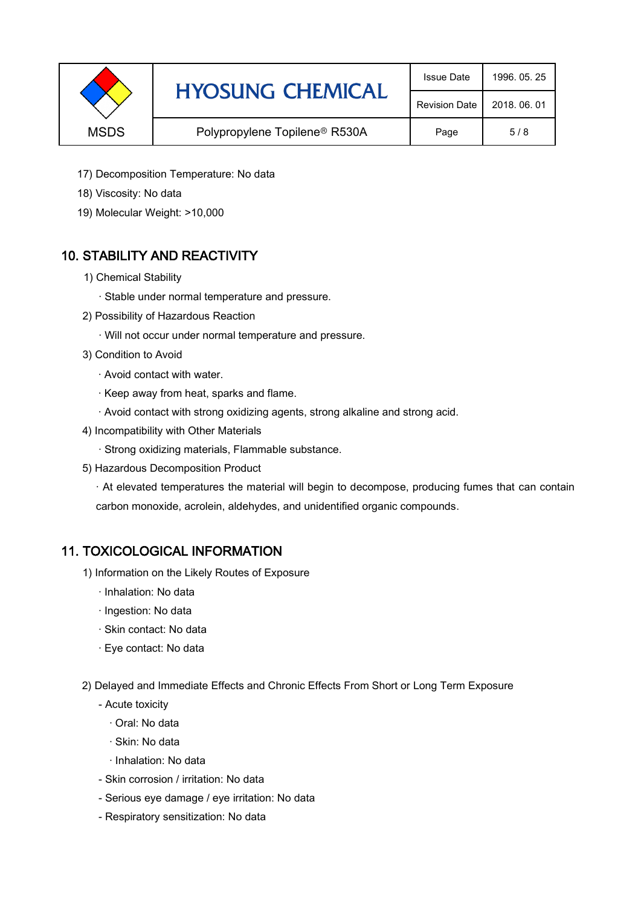17) Decomposition Temperature: No data

18) Viscosity: No data

19) Molecular Weight: >10,000

## 10. STABILITY AND REACTIVITY

1) Chemical Stability

· Stable under normal temperature and pressure.

2) Possibility of Hazardous Reaction

· Will not occur under normal temperature and pressure.

3) Condition to Avoid

· Avoid contact with water.

· Keep away from heat, sparks and flame.

· Avoid contact with strong oxidizing agents, strong alkaline and strong acid.

4) Incompatibility with Other Materials

· Strong oxidizing materials, Flammable substance.

5) Hazardous Decomposition Product

· At elevated temperatures the material will begin to decompose, producing fumes that can contain carbon monoxide, acrolein, aldehydes, and unidentified organic compounds.

## 11. TOXICOLOGICAL INFORMATION

1) Information on the Likely Routes of Exposure

· Inhalation: No data

· Ingestion: No data

· Skin contact: No data

· Eye contact: No data

2) Delayed and Immediate Effects and Chronic Effects From Short or Long Term Exposure

- Acute toxicity
  - · Oral: No data
  - · Skin: No data
  - · Inhalation: No data
- Skin corrosion / irritation: No data
- Serious eye damage / eye irritation: No data
- Respiratory sensitization: No data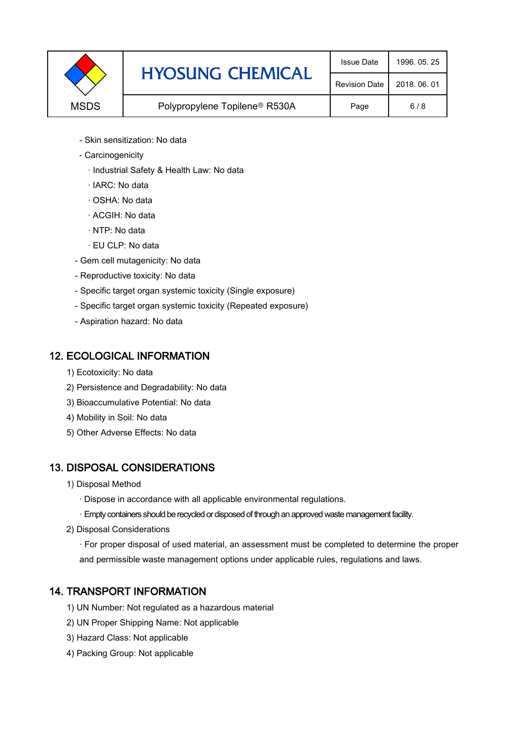- Skin sensitization: No data
- Carcinogenicity
  - · Industrial Safety & Health Law: No data
  - · IARC: No data
  - · OSHA: No data
  - · ACGIH: No data
  - · NTP: No data
  - · EU CLP: No data
- Gem cell mutagenicity: No data
- Reproductive toxicity: No data
- Specific target organ systemic toxicity (Single exposure)
- Specific target organ systemic toxicity (Repeated exposure)
- Aspiration hazard: No data

## 12. ECOLOGICAL INFORMATION

1) Ecotoxicity: No data
2) Persistence and Degradability: No data
3) Bioaccumulative Potential: No data
4) Mobility in Soil: No data
5) Other Adverse Effects: No data

## 13. DISPOSAL CONSIDERATIONS

1) Disposal Method
   - · Dispose in accordance with all applicable environmental regulations.
   - · Empty containers should be recycled or disposed of through an approved waste management facility.
2) Disposal Considerations
   - · For proper disposal of used material, an assessment must be completed to determine the proper and permissible waste management options under applicable rules, regulations and laws.

## 14. TRANSPORT INFORMATION

1) UN Number: Not regulated as a hazardous material
2) UN Proper Shipping Name: Not applicable
3) Hazard Class: Not applicable
4) Packing Group: Not applicable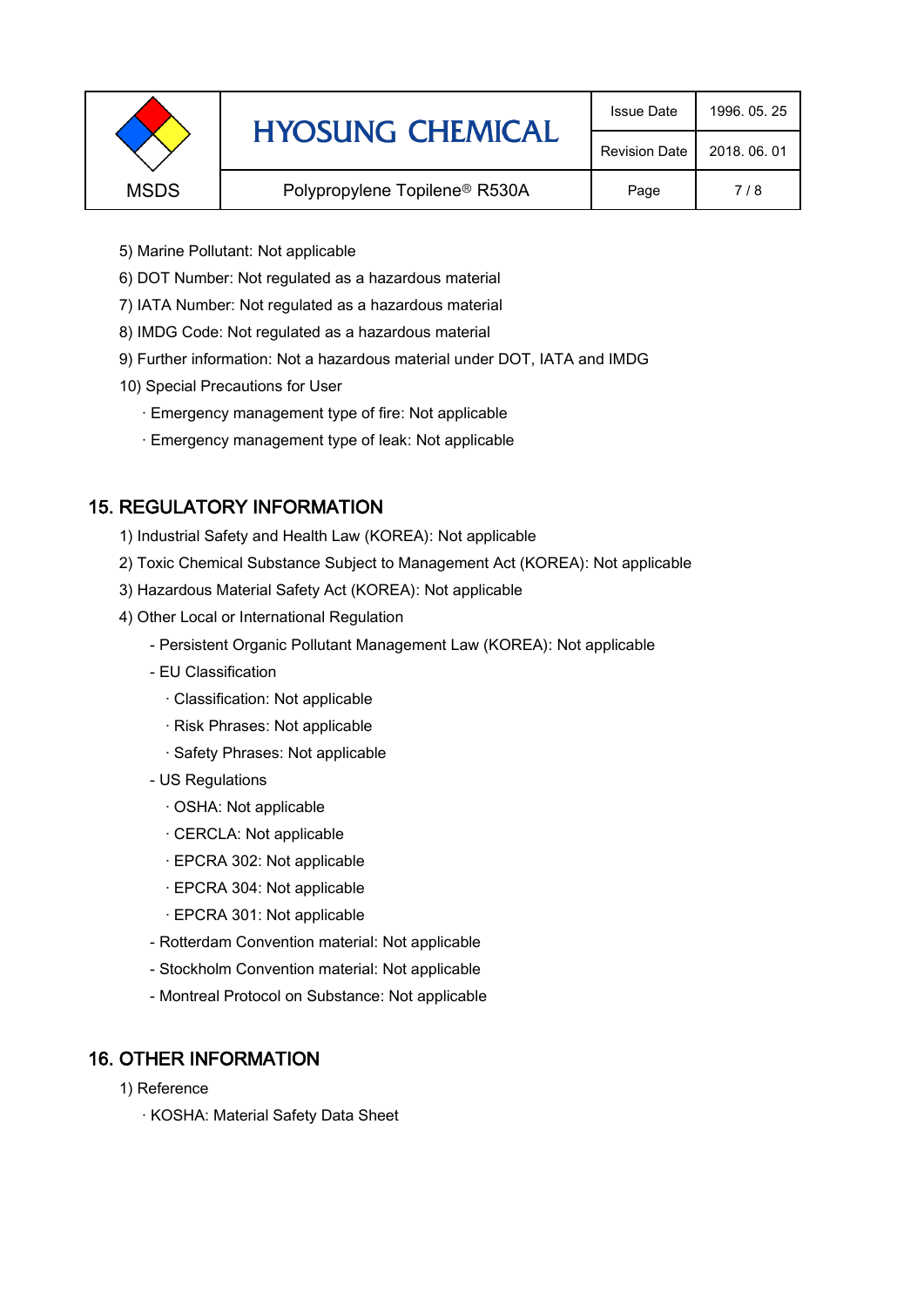5) Marine Pollutant: Not applicable

6) DOT Number: Not regulated as a hazardous material

7) IATA Number: Not regulated as a hazardous material

8) IMDG Code: Not regulated as a hazardous material

9) Further information: Not a hazardous material under DOT, IATA and IMDG

10) Special Precautions for User

· Emergency management type of fire: Not applicable

· Emergency management type of leak: Not applicable

## 15. REGULATORY INFORMATION

1) Industrial Safety and Health Law (KOREA): Not applicable

2) Toxic Chemical Substance Subject to Management Act (KOREA): Not applicable

3) Hazardous Material Safety Act (KOREA): Not applicable

4) Other Local or International Regulation

- Persistent Organic Pollutant Management Law (KOREA): Not applicable
- EU Classification
  - · Classification: Not applicable
  - · Risk Phrases: Not applicable
  - · Safety Phrases: Not applicable
- US Regulations
  - · OSHA: Not applicable
  - · CERCLA: Not applicable
  - · EPCRA 302: Not applicable
  - · EPCRA 304: Not applicable
  - · EPCRA 301: Not applicable
- Rotterdam Convention material: Not applicable
- Stockholm Convention material: Not applicable
- Montreal Protocol on Substance: Not applicable

## 16. OTHER INFORMATION

1) Reference

· KOSHA: Material Safety Data Sheet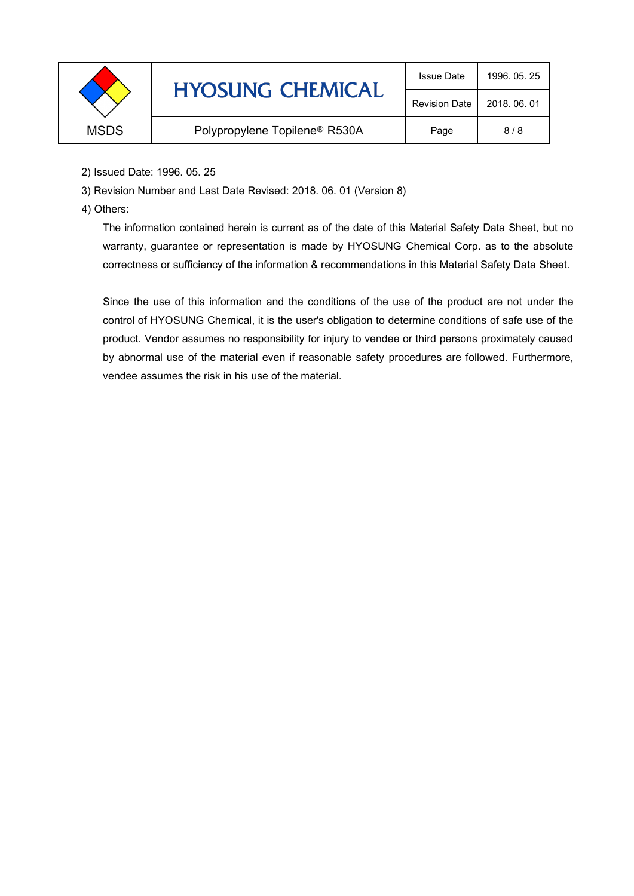2) Issued Date: 1996. 05. 25

3) Revision Number and Last Date Revised: 2018. 06. 01 (Version 8)

4) Others:

The information contained herein is current as of the date of this Material Safety Data Sheet, but no warranty, guarantee or representation is made by HYOSUNG Chemical Corp. as to the absolute correctness or sufficiency of the information & recommendations in this Material Safety Data Sheet.

Since the use of this information and the conditions of the use of the product are not under the control of HYOSUNG Chemical, it is the user's obligation to determine conditions of safe use of the product. Vendor assumes no responsibility for injury to vendee or third persons proximately caused by abnormal use of the material even if reasonable safety procedures are followed. Furthermore, vendee assumes the risk in his use of the material.